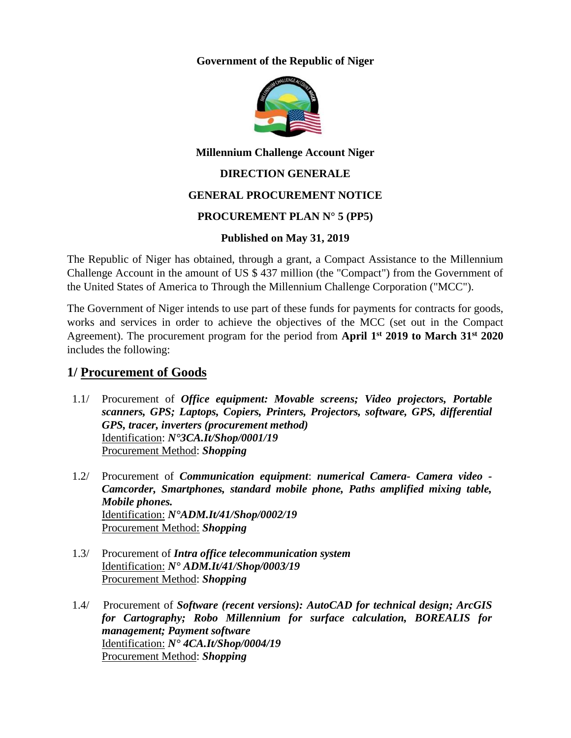**Government of the Republic of Niger**

**Millennium Challenge Account Niger**

**DIRECTION GENERALE**

**GENERAL PROCUREMENT NOTICE**

**PROCUREMENT PLAN N° 5 (PP5)**

**Published on May 31, 2019**

The Republic of Niger has obtained, through a grant, a Compact Assistance to the Millennium Challenge Account in the amount of US $ 437 million (the "Compact") from the Government of the United States of America to Through the Millennium Challenge Corporation ("MCC").

The Government of Niger intends to use part of these funds for payments for contracts for goods, works and services in order to achieve the objectives of the MCC (set out in the Compact Agreement). The procurement program for the period from **April 1st 2019 to March 31st 2020** includes the following:

## 1/ Procurement of Goods

1.1/ Procurement of ***Office equipment: Movable screens; Video projectors, Portable scanners, GPS; Laptops, Copiers, Printers, Projectors, software, GPS, differential GPS, tracer, inverters (procurement method)***
Identification: ***N°3CA.It/Shop/0001/19***
Procurement Method: ***Shopping***

1.2/ Procurement of ***Communication equipment***: ***numerical Camera- Camera video - Camcorder, Smartphones, standard mobile phone, Paths amplified mixing table, Mobile phones.***
Identification: ***N°ADM.It/41/Shop/0002/19***
Procurement Method: ***Shopping***

1.3/ Procurement of ***Intra office telecommunication system***
Identification: ***N° ADM.It/41/Shop/0003/19***
Procurement Method: ***Shopping***

1.4/ Procurement of ***Software (recent versions): AutoCAD for technical design; ArcGIS for Cartography; Robo Millennium for surface calculation, BOREALIS for management; Payment software***
Identification: ***N° 4CA.It/Shop/0004/19***
Procurement Method: ***Shopping***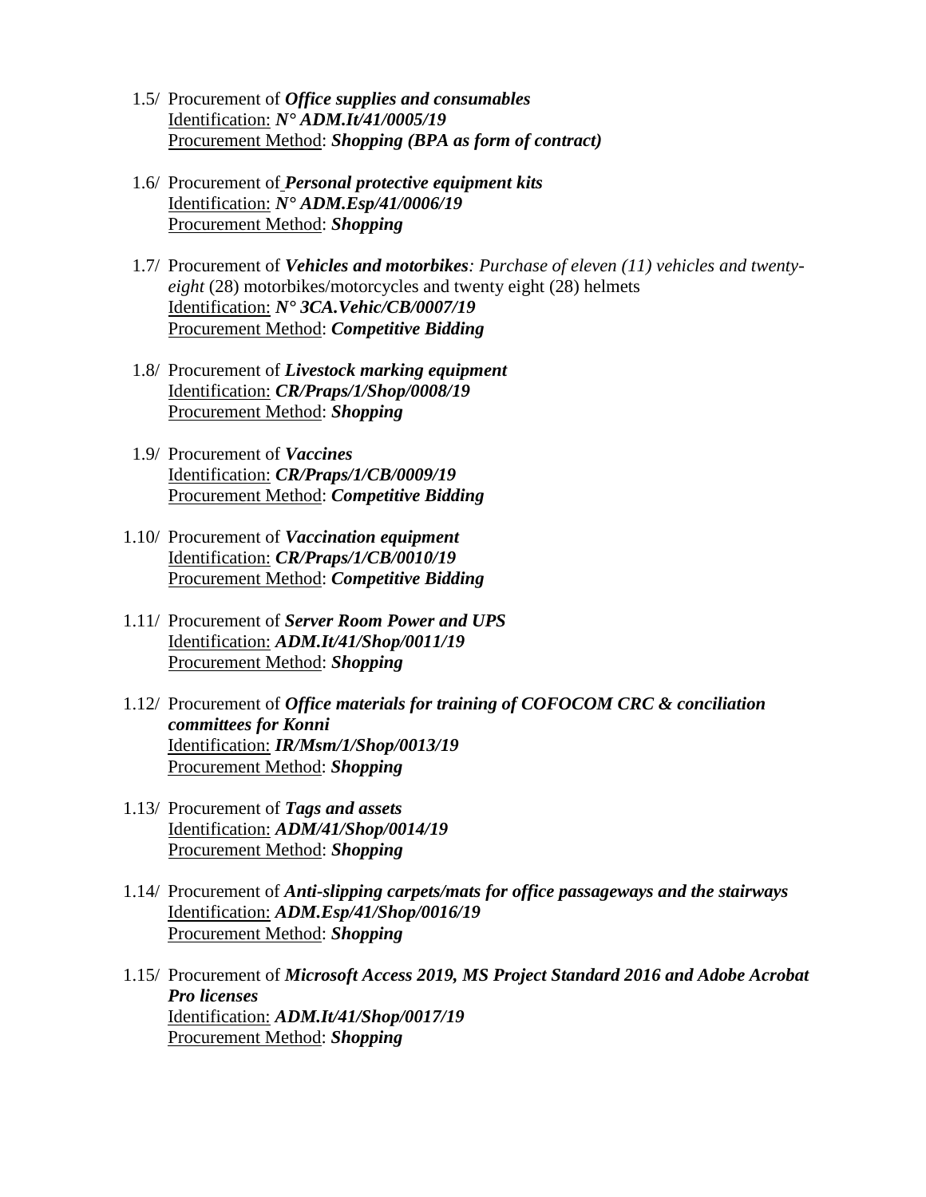1.5/ Procurement of ***Office supplies and consumables***
Identification: ***N° ADM.It/41/0005/19***
Procurement Method: ***Shopping (BPA as form of contract)***

1.6/ Procurement of ***Personal protective equipment kits***
Identification: ***N° ADM.Esp/41/0006/19***
Procurement Method: ***Shopping***

1.7/ Procurement of ***Vehicles and motorbikes**: Purchase of eleven (11) vehicles and twenty-eight* (28) motorbikes/motorcycles and twenty eight (28) helmets
Identification: ***N° 3CA.Vehic/CB/0007/19***
Procurement Method: ***Competitive Bidding***

1.8/ Procurement of ***Livestock marking equipment***
Identification: ***CR/Praps/1/Shop/0008/19***
Procurement Method: ***Shopping***

1.9/ Procurement of ***Vaccines***
Identification: ***CR/Praps/1/CB/0009/19***
Procurement Method: ***Competitive Bidding***

1.10/ Procurement of ***Vaccination equipment***
Identification: ***CR/Praps/1/CB/0010/19***
Procurement Method: ***Competitive Bidding***

1.11/ Procurement of ***Server Room Power and UPS***
Identification: ***ADM.It/41/Shop/0011/19***
Procurement Method: ***Shopping***

1.12/ Procurement of ***Office materials for training of COFOCOM CRC & conciliation committees for Konni***
Identification: ***IR/Msm/1/Shop/0013/19***
Procurement Method: ***Shopping***

1.13/ Procurement of ***Tags and assets***
Identification: ***ADM/41/Shop/0014/19***
Procurement Method: ***Shopping***

1.14/ Procurement of ***Anti-slipping carpets/mats for office passageways and the stairways***
Identification: ***ADM.Esp/41/Shop/0016/19***
Procurement Method: ***Shopping***

1.15/ Procurement of ***Microsoft Access 2019, MS Project Standard 2016 and Adobe Acrobat Pro licenses***
Identification: ***ADM.It/41/Shop/0017/19***
Procurement Method: ***Shopping***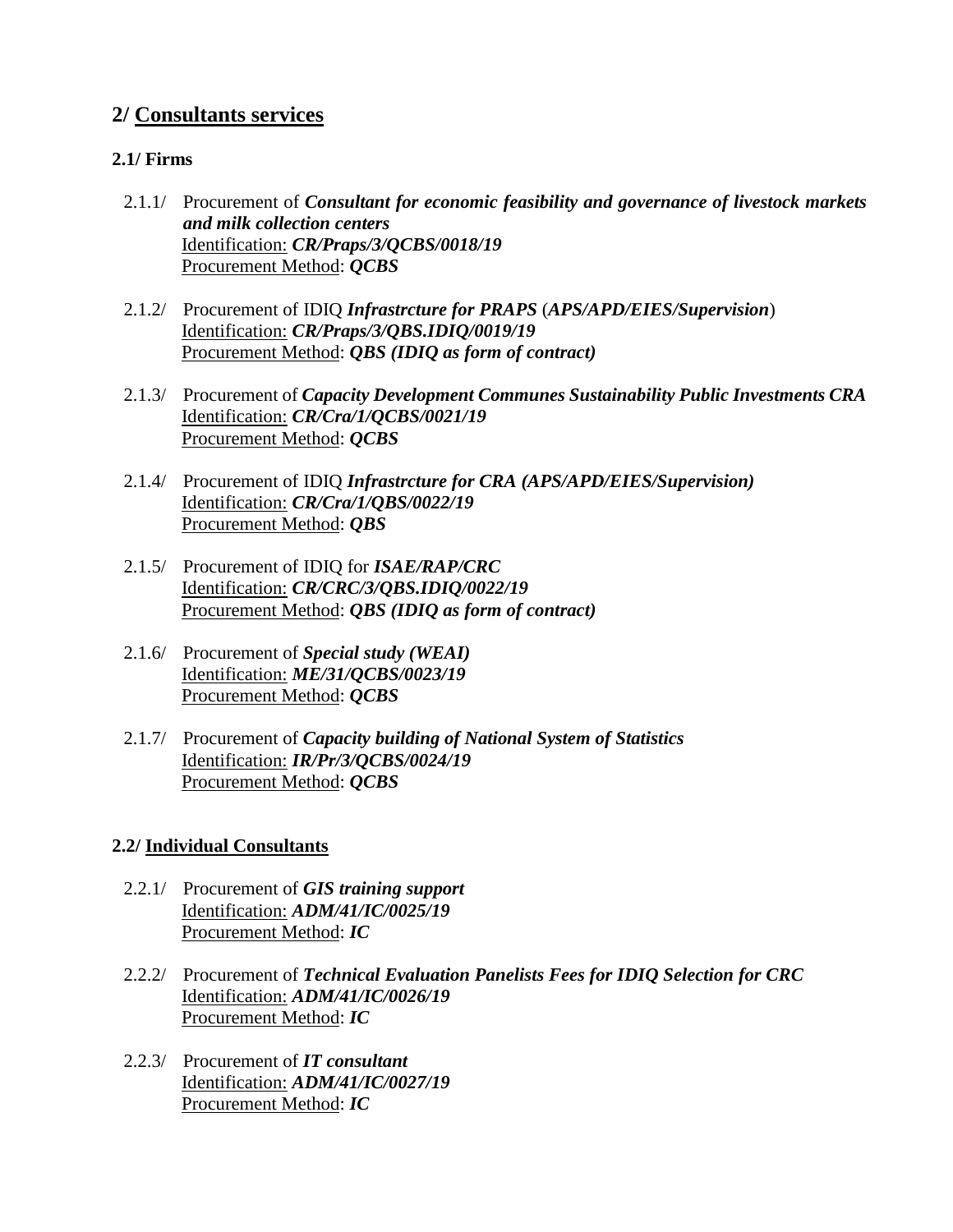## 2/ Consultants services

### 2.1/ Firms

2.1.1/ Procurement of ***Consultant for economic feasibility and governance of livestock markets and milk collection centers***
Identification: ***CR/Praps/3/QCBS/0018/19***
Procurement Method: ***QCBS***

2.1.2/ Procurement of IDIQ ***Infrastrcture for PRAPS*** (***APS/APD/EIES/Supervision***)
Identification: ***CR/Praps/3/QBS.IDIQ/0019/19***
Procurement Method: ***QBS (IDIQ as form of contract)***

2.1.3/ Procurement of ***Capacity Development Communes Sustainability Public Investments CRA***
Identification: ***CR/Cra/1/QCBS/0021/19***
Procurement Method: ***QCBS***

2.1.4/ Procurement of IDIQ ***Infrastrcture for CRA (APS/APD/EIES/Supervision)***
Identification: ***CR/Cra/1/QBS/0022/19***
Procurement Method: ***QBS***

2.1.5/ Procurement of IDIQ for ***ISAE/RAP/CRC***
Identification: ***CR/CRC/3/QBS.IDIQ/0022/19***
Procurement Method: ***QBS (IDIQ as form of contract)***

2.1.6/ Procurement of ***Special study (WEAI)***
Identification: ***ME/31/QCBS/0023/19***
Procurement Method: ***QCBS***

2.1.7/ Procurement of ***Capacity building of National System of Statistics***
Identification: ***IR/Pr/3/QCBS/0024/19***
Procurement Method: ***QCBS***

### 2.2/ Individual Consultants

2.2.1/ Procurement of ***GIS training support***
Identification: ***ADM/41/IC/0025/19***
Procurement Method: ***IC***

2.2.2/ Procurement of ***Technical Evaluation Panelists Fees for IDIQ Selection for CRC***
Identification: ***ADM/41/IC/0026/19***
Procurement Method: ***IC***

2.2.3/ Procurement of ***IT consultant***
Identification: ***ADM/41/IC/0027/19***
Procurement Method: ***IC***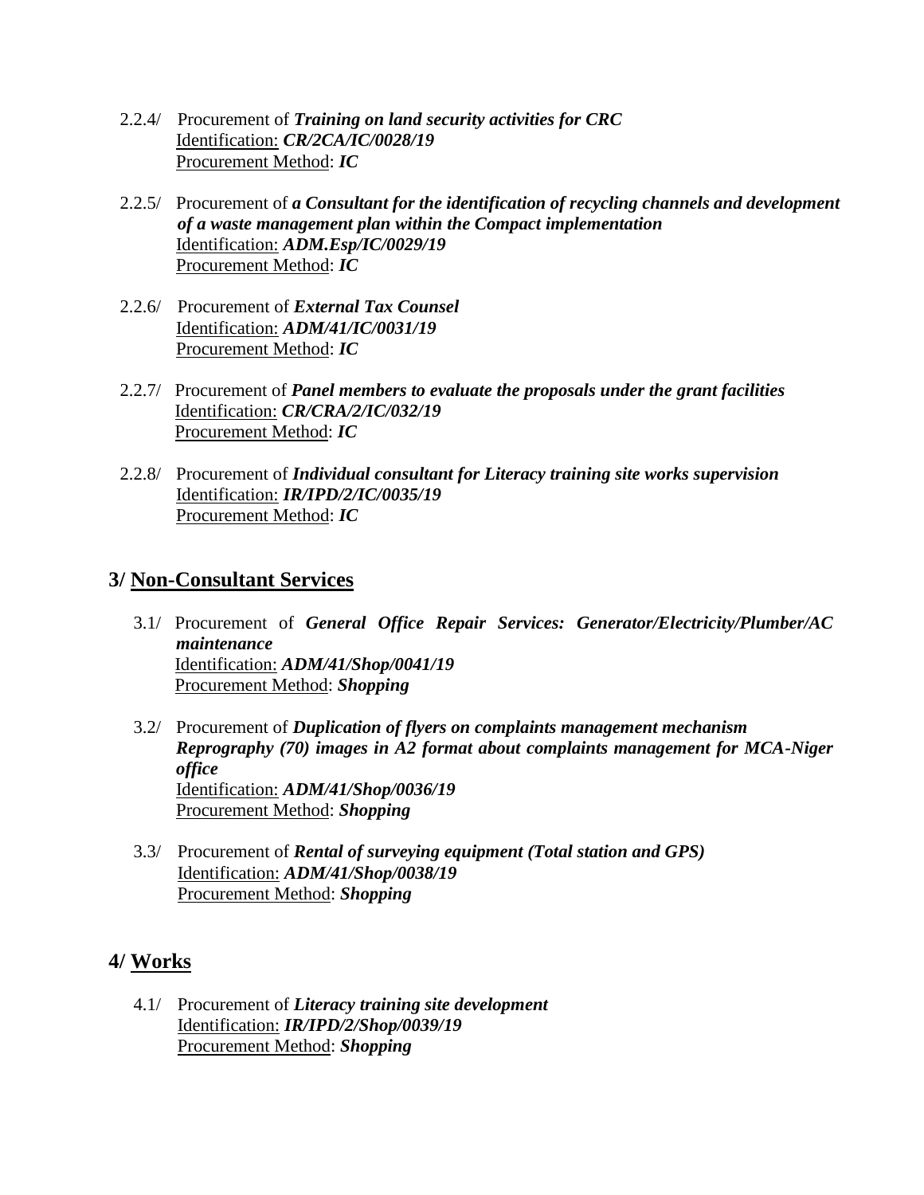2.2.4/ Procurement of ***Training on land security activities for CRC***
Identification: ***CR/2CA/IC/0028/19***
Procurement Method: ***IC***

2.2.5/ Procurement of ***a Consultant for the identification of recycling channels and development of a waste management plan within the Compact implementation***
Identification: ***ADM.Esp/IC/0029/19***
Procurement Method: ***IC***

2.2.6/ Procurement of ***External Tax Counsel***
Identification: ***ADM/41/IC/0031/19***
Procurement Method: ***IC***

2.2.7/ Procurement of ***Panel members to evaluate the proposals under the grant facilities***
Identification: ***CR/CRA/2/IC/032/19***
Procurement Method: ***IC***

2.2.8/ Procurement of ***Individual consultant for Literacy training site works supervision***
Identification: ***IR/IPD/2/IC/0035/19***
Procurement Method: ***IC***

## 3/ Non-Consultant Services

3.1/ Procurement of ***General Office Repair Services: Generator/Electricity/Plumber/AC maintenance***
Identification: ***ADM/41/Shop/0041/19***
Procurement Method: ***Shopping***

3.2/ Procurement of ***Duplication of flyers on complaints management mechanism Reprography (70) images in A2 format about complaints management for MCA-Niger office***
Identification: ***ADM/41/Shop/0036/19***
Procurement Method: ***Shopping***

3.3/ Procurement of ***Rental of surveying equipment (Total station and GPS)***
Identification: ***ADM/41/Shop/0038/19***
Procurement Method: ***Shopping***

## 4/ Works

4.1/ Procurement of ***Literacy training site development***
Identification: ***IR/IPD/2/Shop/0039/19***
Procurement Method: ***Shopping***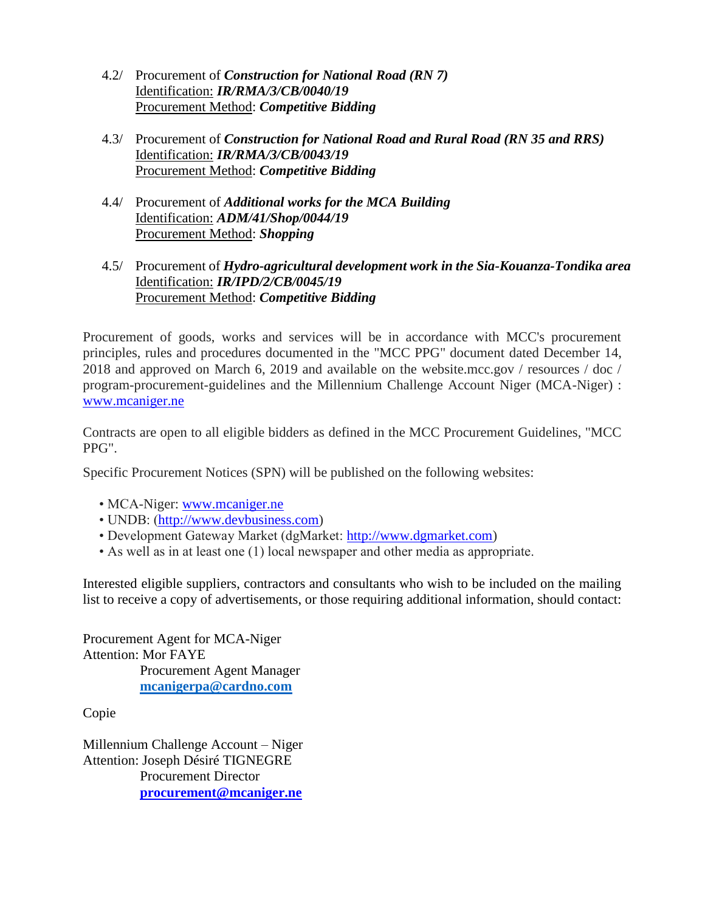4.2/ Procurement of ***Construction for National Road (RN 7)***
Identification: ***IR/RMA/3/CB/0040/19***
Procurement Method: ***Competitive Bidding***

4.3/ Procurement of ***Construction for National Road and Rural Road (RN 35 and RRS)***
Identification: ***IR/RMA/3/CB/0043/19***
Procurement Method: ***Competitive Bidding***

4.4/ Procurement of ***Additional works for the MCA Building***
Identification: ***ADM/41/Shop/0044/19***
Procurement Method: ***Shopping***

4.5/ Procurement of ***Hydro-agricultural development work in the Sia-Kouanza-Tondika area***
Identification: ***IR/IPD/2/CB/0045/19***
Procurement Method: ***Competitive Bidding***

Procurement of goods, works and services will be in accordance with MCC's procurement principles, rules and procedures documented in the "MCC PPG" document dated December 14, 2018 and approved on March 6, 2019 and available on the website.mcc.gov / resources / doc / program-procurement-guidelines and the Millennium Challenge Account Niger (MCA-Niger) : www.mcaniger.ne

Contracts are open to all eligible bidders as defined in the MCC Procurement Guidelines, "MCC PPG".

Specific Procurement Notices (SPN) will be published on the following websites:

- MCA-Niger: www.mcaniger.ne
- UNDB: (http://www.devbusiness.com)
- Development Gateway Market (dgMarket: http://www.dgmarket.com)
- As well as in at least one (1) local newspaper and other media as appropriate.

Interested eligible suppliers, contractors and consultants who wish to be included on the mailing list to receive a copy of advertisements, or those requiring additional information, should contact:

Procurement Agent for MCA-Niger
Attention: Mor FAYE
Procurement Agent Manager
**mcanigerpa@cardno.com**

Copie

Millennium Challenge Account – Niger
Attention: Joseph Désiré TIGNEGRE
Procurement Director
**procurement@mcaniger.ne**